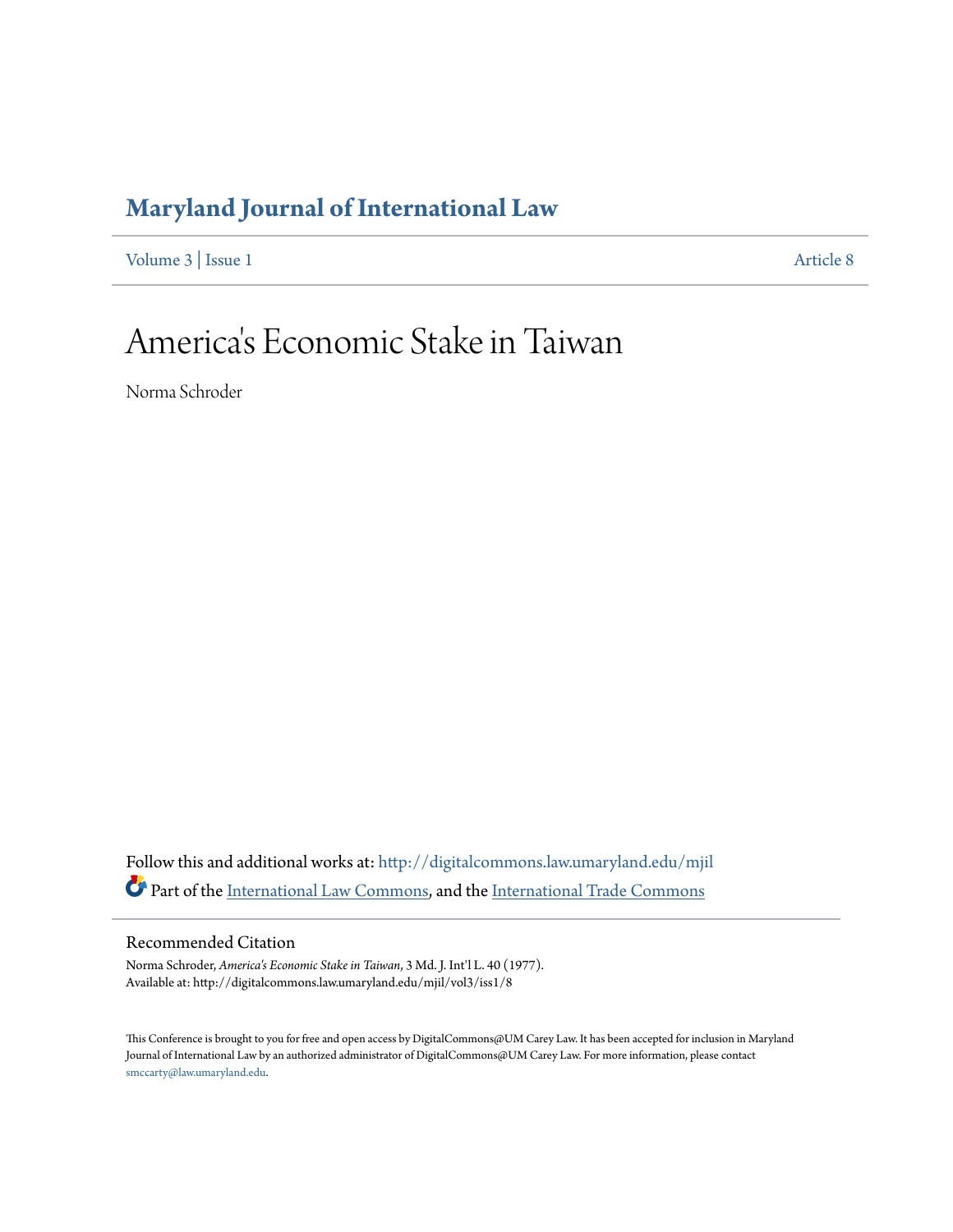# Maryland Journal of International Law

Volume 3 | Issue 1 Article 8

# America's Economic Stake in Taiwan

Norma Schroder

Follow this and additional works at: http://digitalcommons.law.umaryland.edu/mjil

Part of the International Law Commons, and the International Trade Commons

## Recommended Citation

Norma Schroder, *America's Economic Stake in Taiwan*, 3 Md. J. Int'l L. 40 (1977).
Available at: http://digitalcommons.law.umaryland.edu/mjil/vol3/iss1/8

This Conference is brought to you for free and open access by DigitalCommons@UM Carey Law. It has been accepted for inclusion in Maryland Journal of International Law by an authorized administrator of DigitalCommons@UM Carey Law. For more information, please contact smccarty@law.umaryland.edu.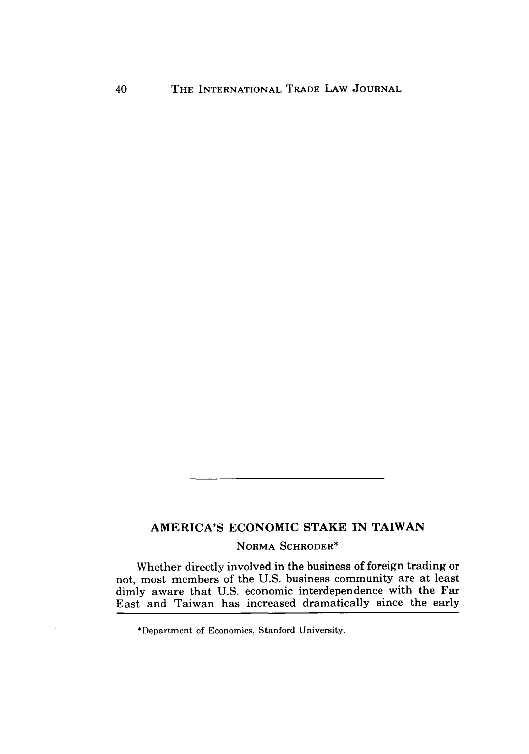## AMERICA'S ECONOMIC STAKE IN TAIWAN

NORMA SCHRODER*

Whether directly involved in the business of foreign trading or not, most members of the U.S. business community are at least dimly aware that U.S. economic interdependence with the Far East and Taiwan has increased dramatically since the early

*Department of Economics, Stanford University.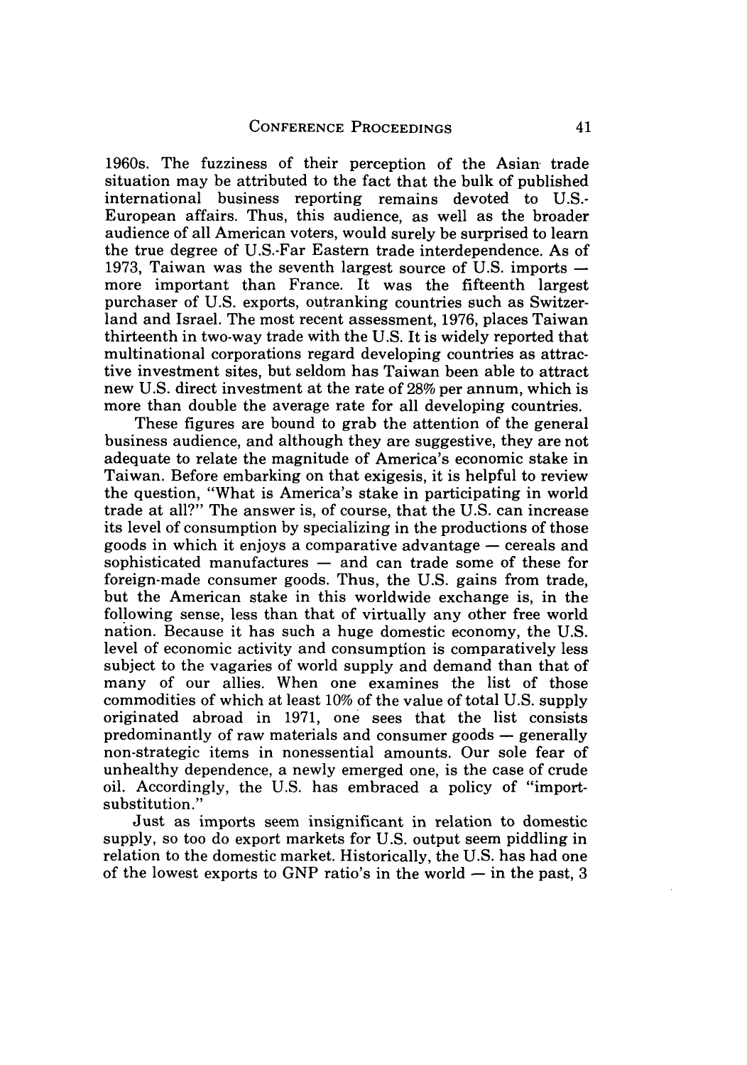1960s. The fuzziness of their perception of the Asian trade situation may be attributed to the fact that the bulk of published international business reporting remains devoted to U.S.-European affairs. Thus, this audience, as well as the broader audience of all American voters, would surely be surprised to learn the true degree of U.S.-Far Eastern trade interdependence. As of 1973, Taiwan was the seventh largest source of U.S. imports — more important than France. It was the fifteenth largest purchaser of U.S. exports, outranking countries such as Switzerland and Israel. The most recent assessment, 1976, places Taiwan thirteenth in two-way trade with the U.S. It is widely reported that multinational corporations regard developing countries as attractive investment sites, but seldom has Taiwan been able to attract new U.S. direct investment at the rate of 28% per annum, which is more than double the average rate for all developing countries.

These figures are bound to grab the attention of the general business audience, and although they are suggestive, they are not adequate to relate the magnitude of America's economic stake in Taiwan. Before embarking on that exigesis, it is helpful to review the question, "What is America's stake in participating in world trade at all?" The answer is, of course, that the U.S. can increase its level of consumption by specializing in the productions of those goods in which it enjoys a comparative advantage — cereals and sophisticated manufactures — and can trade some of these for foreign-made consumer goods. Thus, the U.S. gains from trade, but the American stake in this worldwide exchange is, in the following sense, less than that of virtually any other free world nation. Because it has such a huge domestic economy, the U.S. level of economic activity and consumption is comparatively less subject to the vagaries of world supply and demand than that of many of our allies. When one examines the list of those commodities of which at least 10% of the value of total U.S. supply originated abroad in 1971, one sees that the list consists predominantly of raw materials and consumer goods — generally non-strategic items in nonessential amounts. Our sole fear of unhealthy dependence, a newly emerged one, is the case of crude oil. Accordingly, the U.S. has embraced a policy of "import-substitution."

Just as imports seem insignificant in relation to domestic supply, so too do export markets for U.S. output seem piddling in relation to the domestic market. Historically, the U.S. has had one of the lowest exports to GNP ratio's in the world — in the past, 3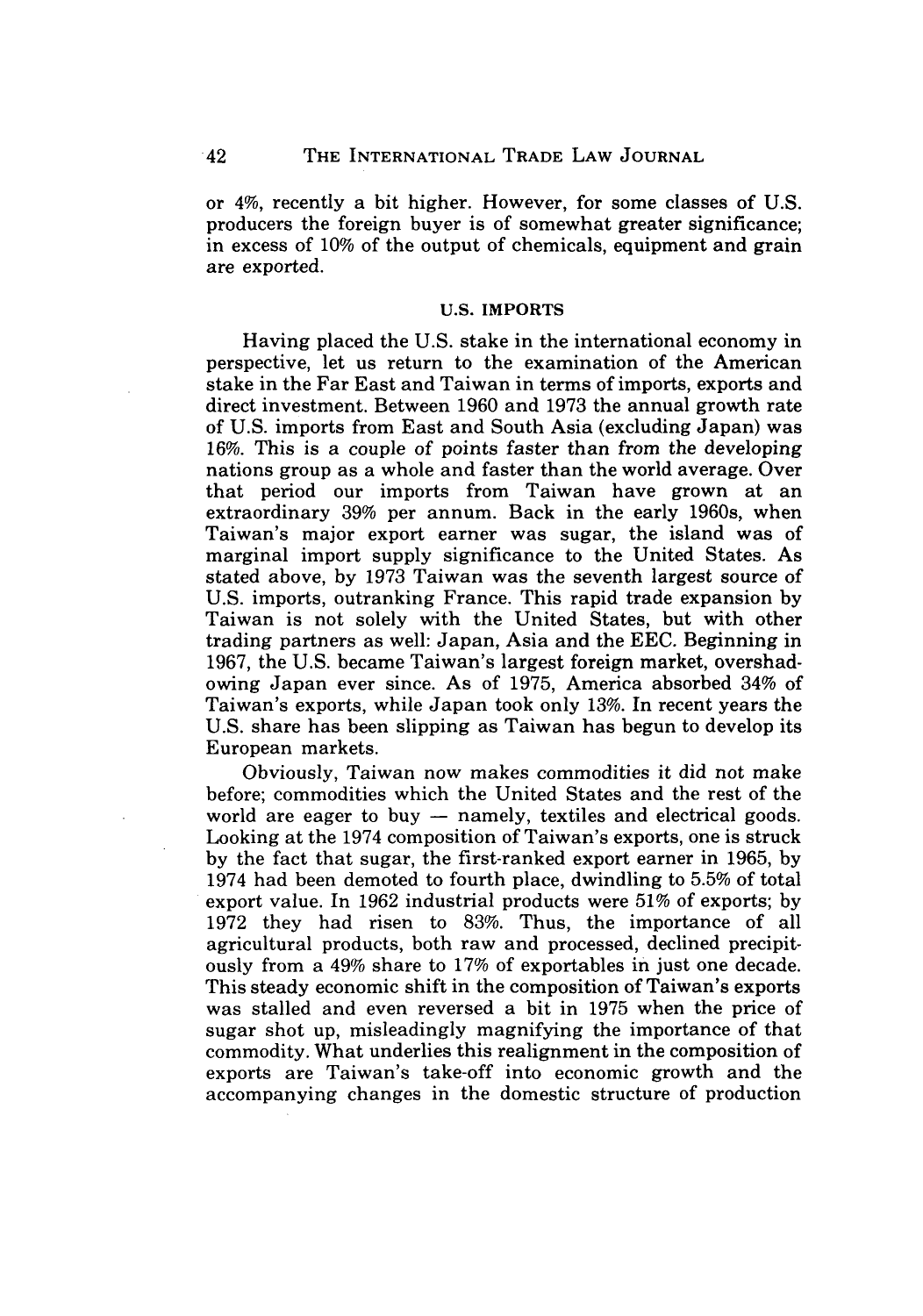or 4%, recently a bit higher. However, for some classes of U.S. producers the foreign buyer is of somewhat greater significance; in excess of 10% of the output of chemicals, equipment and grain are exported.

## U.S. IMPORTS

Having placed the U.S. stake in the international economy in perspective, let us return to the examination of the American stake in the Far East and Taiwan in terms of imports, exports and direct investment. Between 1960 and 1973 the annual growth rate of U.S. imports from East and South Asia (excluding Japan) was 16%. This is a couple of points faster than from the developing nations group as a whole and faster than the world average. Over that period our imports from Taiwan have grown at an extraordinary 39% per annum. Back in the early 1960s, when Taiwan's major export earner was sugar, the island was of marginal import supply significance to the United States. As stated above, by 1973 Taiwan was the seventh largest source of U.S. imports, outranking France. This rapid trade expansion by Taiwan is not solely with the United States, but with other trading partners as well: Japan, Asia and the EEC. Beginning in 1967, the U.S. became Taiwan's largest foreign market, overshadowing Japan ever since. As of 1975, America absorbed 34% of Taiwan's exports, while Japan took only 13%. In recent years the U.S. share has been slipping as Taiwan has begun to develop its European markets.

Obviously, Taiwan now makes commodities it did not make before; commodities which the United States and the rest of the world are eager to buy — namely, textiles and electrical goods. Looking at the 1974 composition of Taiwan's exports, one is struck by the fact that sugar, the first-ranked export earner in 1965, by 1974 had been demoted to fourth place, dwindling to 5.5% of total export value. In 1962 industrial products were 51% of exports; by 1972 they had risen to 83%. Thus, the importance of all agricultural products, both raw and processed, declined precipitously from a 49% share to 17% of exportables in just one decade. This steady economic shift in the composition of Taiwan's exports was stalled and even reversed a bit in 1975 when the price of sugar shot up, misleadingly magnifying the importance of that commodity. What underlies this realignment in the composition of exports are Taiwan's take-off into economic growth and the accompanying changes in the domestic structure of production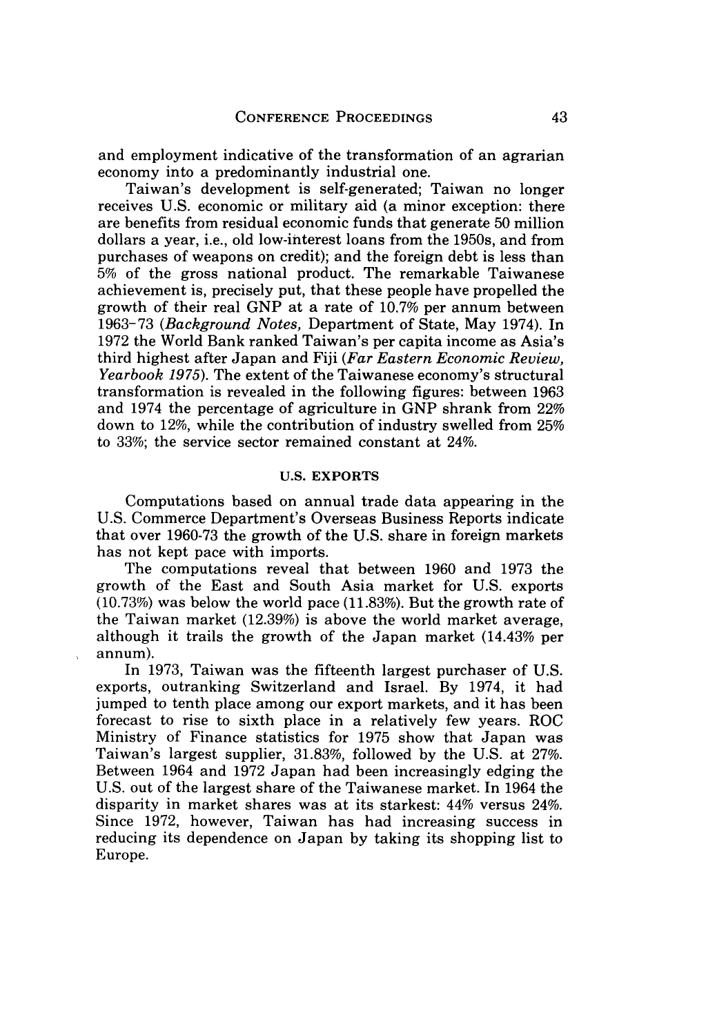and employment indicative of the transformation of an agrarian economy into a predominantly industrial one.

Taiwan's development is self-generated; Taiwan no longer receives U.S. economic or military aid (a minor exception: there are benefits from residual economic funds that generate 50 million dollars a year, i.e., old low-interest loans from the 1950s, and from purchases of weapons on credit); and the foreign debt is less than 5% of the gross national product. The remarkable Taiwanese achievement is, precisely put, that these people have propelled the growth of their real GNP at a rate of 10.7% per annum between 1963–73 (*Background Notes,* Department of State, May 1974). In 1972 the World Bank ranked Taiwan's per capita income as Asia's third highest after Japan and Fiji (*Far Eastern Economic Review, Yearbook 1975*). The extent of the Taiwanese economy's structural transformation is revealed in the following figures: between 1963 and 1974 the percentage of agriculture in GNP shrank from 22% down to 12%, while the contribution of industry swelled from 25% to 33%; the service sector remained constant at 24%.

## U.S. EXPORTS

Computations based on annual trade data appearing in the U.S. Commerce Department's Overseas Business Reports indicate that over 1960-73 the growth of the U.S. share in foreign markets has not kept pace with imports.

The computations reveal that between 1960 and 1973 the growth of the East and South Asia market for U.S. exports (10.73%) was below the world pace (11.83%). But the growth rate of the Taiwan market (12.39%) is above the world market average, although it trails the growth of the Japan market (14.43% per annum).

In 1973, Taiwan was the fifteenth largest purchaser of U.S. exports, outranking Switzerland and Israel. By 1974, it had jumped to tenth place among our export markets, and it has been forecast to rise to sixth place in a relatively few years. ROC Ministry of Finance statistics for 1975 show that Japan was Taiwan's largest supplier, 31.83%, followed by the U.S. at 27%. Between 1964 and 1972 Japan had been increasingly edging the U.S. out of the largest share of the Taiwanese market. In 1964 the disparity in market shares was at its starkest: 44% versus 24%. Since 1972, however, Taiwan has had increasing success in reducing its dependence on Japan by taking its shopping list to Europe.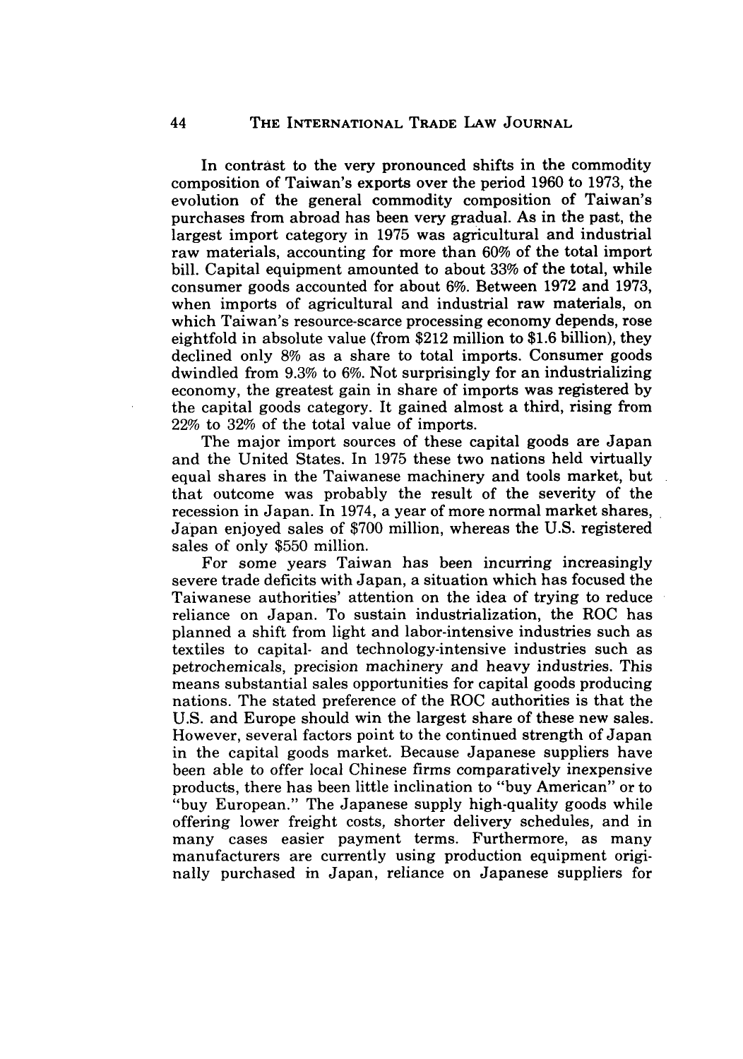In contrast to the very pronounced shifts in the commodity composition of Taiwan's exports over the period 1960 to 1973, the evolution of the general commodity composition of Taiwan's purchases from abroad has been very gradual. As in the past, the largest import category in 1975 was agricultural and industrial raw materials, accounting for more than 60% of the total import bill. Capital equipment amounted to about 33% of the total, while consumer goods accounted for about 6%. Between 1972 and 1973, when imports of agricultural and industrial raw materials, on which Taiwan's resource-scarce processing economy depends, rose eightfold in absolute value (from \$212 million to \$1.6 billion), they declined only 8% as a share to total imports. Consumer goods dwindled from 9.3% to 6%. Not surprisingly for an industrializing economy, the greatest gain in share of imports was registered by the capital goods category. It gained almost a third, rising from 22% to 32% of the total value of imports.

The major import sources of these capital goods are Japan and the United States. In 1975 these two nations held virtually equal shares in the Taiwanese machinery and tools market, but that outcome was probably the result of the severity of the recession in Japan. In 1974, a year of more normal market shares, Japan enjoyed sales of \$700 million, whereas the U.S. registered sales of only \$550 million.

For some years Taiwan has been incurring increasingly severe trade deficits with Japan, a situation which has focused the Taiwanese authorities' attention on the idea of trying to reduce reliance on Japan. To sustain industrialization, the ROC has planned a shift from light and labor-intensive industries such as textiles to capital- and technology-intensive industries such as petrochemicals, precision machinery and heavy industries. This means substantial sales opportunities for capital goods producing nations. The stated preference of the ROC authorities is that the U.S. and Europe should win the largest share of these new sales. However, several factors point to the continued strength of Japan in the capital goods market. Because Japanese suppliers have been able to offer local Chinese firms comparatively inexpensive products, there has been little inclination to "buy American" or to "buy European." The Japanese supply high-quality goods while offering lower freight costs, shorter delivery schedules, and in many cases easier payment terms. Furthermore, as many manufacturers are currently using production equipment originally purchased in Japan, reliance on Japanese suppliers for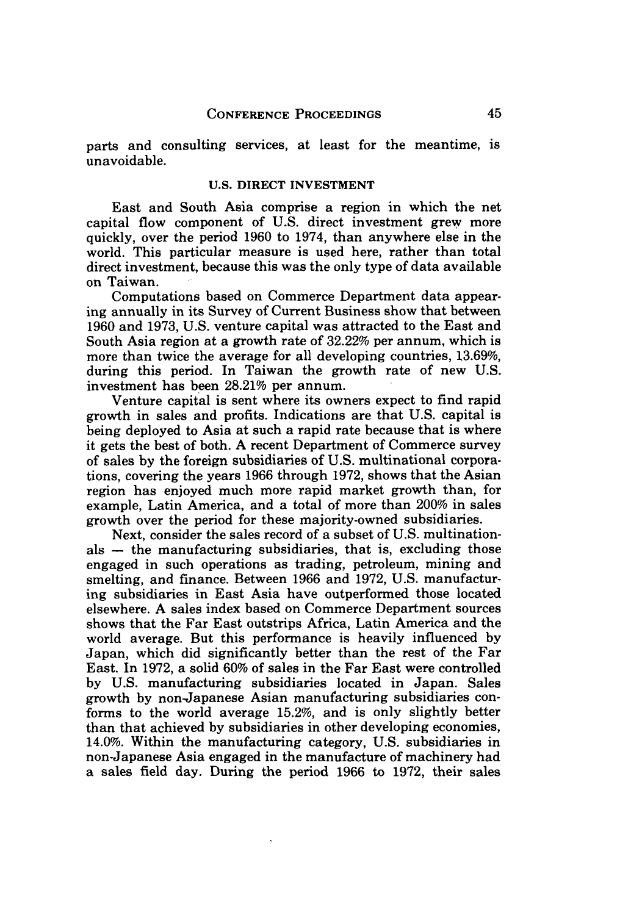parts and consulting services, at least for the meantime, is unavoidable.

### U.S. DIRECT INVESTMENT

East and South Asia comprise a region in which the net capital flow component of U.S. direct investment grew more quickly, over the period 1960 to 1974, than anywhere else in the world. This particular measure is used here, rather than total direct investment, because this was the only type of data available on Taiwan.

Computations based on Commerce Department data appearing annually in its Survey of Current Business show that between 1960 and 1973, U.S. venture capital was attracted to the East and South Asia region at a growth rate of 32.22% per annum, which is more than twice the average for all developing countries, 13.69%, during this period. In Taiwan the growth rate of new U.S. investment has been 28.21% per annum.

Venture capital is sent where its owners expect to find rapid growth in sales and profits. Indications are that U.S. capital is being deployed to Asia at such a rapid rate because that is where it gets the best of both. A recent Department of Commerce survey of sales by the foreign subsidiaries of U.S. multinational corporations, covering the years 1966 through 1972, shows that the Asian region has enjoyed much more rapid market growth than, for example, Latin America, and a total of more than 200% in sales growth over the period for these majority-owned subsidiaries.

Next, consider the sales record of a subset of U.S. multinationals — the manufacturing subsidiaries, that is, excluding those engaged in such operations as trading, petroleum, mining and smelting, and finance. Between 1966 and 1972, U.S. manufacturing subsidiaries in East Asia have outperformed those located elsewhere. A sales index based on Commerce Department sources shows that the Far East outstrips Africa, Latin America and the world average. But this performance is heavily influenced by Japan, which did significantly better than the rest of the Far East. In 1972, a solid 60% of sales in the Far East were controlled by U.S. manufacturing subsidiaries located in Japan. Sales growth by non-Japanese Asian manufacturing subsidiaries conforms to the world average 15.2%, and is only slightly better than that achieved by subsidiaries in other developing economies, 14.0%. Within the manufacturing category, U.S. subsidiaries in non-Japanese Asia engaged in the manufacture of machinery had a sales field day. During the period 1966 to 1972, their sales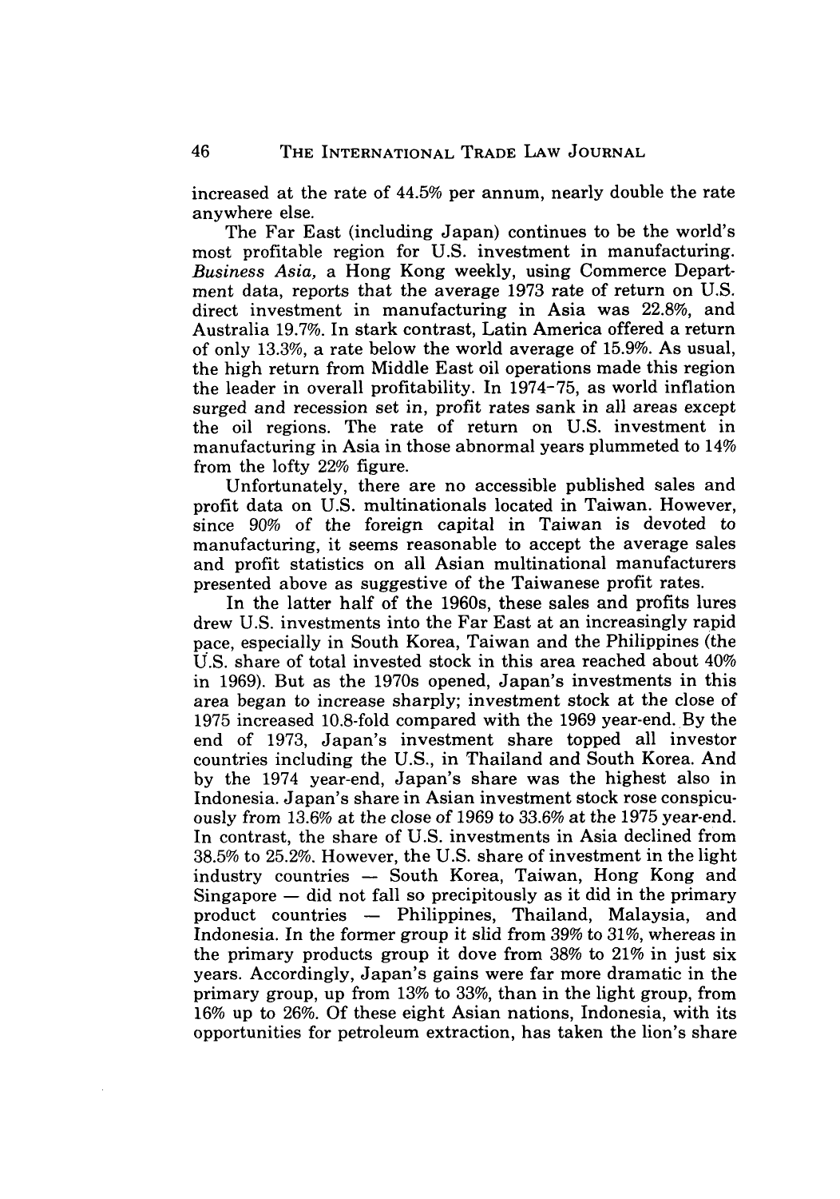increased at the rate of 44.5% per annum, nearly double the rate anywhere else.

The Far East (including Japan) continues to be the world's most profitable region for U.S. investment in manufacturing. *Business Asia,* a Hong Kong weekly, using Commerce Department data, reports that the average 1973 rate of return on U.S. direct investment in manufacturing in Asia was 22.8%, and Australia 19.7%. In stark contrast, Latin America offered a return of only 13.3%, a rate below the world average of 15.9%. As usual, the high return from Middle East oil operations made this region the leader in overall profitability. In 1974-75, as world inflation surged and recession set in, profit rates sank in all areas except the oil regions. The rate of return on U.S. investment in manufacturing in Asia in those abnormal years plummeted to 14% from the lofty 22% figure.

Unfortunately, there are no accessible published sales and profit data on U.S. multinationals located in Taiwan. However, since 90% of the foreign capital in Taiwan is devoted to manufacturing, it seems reasonable to accept the average sales and profit statistics on all Asian multinational manufacturers presented above as suggestive of the Taiwanese profit rates.

In the latter half of the 1960s, these sales and profits lures drew U.S. investments into the Far East at an increasingly rapid pace, especially in South Korea, Taiwan and the Philippines (the U.S. share of total invested stock in this area reached about 40% in 1969). But as the 1970s opened, Japan's investments in this area began to increase sharply; investment stock at the close of 1975 increased 10.8-fold compared with the 1969 year-end. By the end of 1973, Japan's investment share topped all investor countries including the U.S., in Thailand and South Korea. And by the 1974 year-end, Japan's share was the highest also in Indonesia. Japan's share in Asian investment stock rose conspicuously from 13.6% at the close of 1969 to 33.6% at the 1975 year-end. In contrast, the share of U.S. investments in Asia declined from 38.5% to 25.2%. However, the U.S. share of investment in the light industry countries — South Korea, Taiwan, Hong Kong and Singapore — did not fall so precipitously as it did in the primary product countries — Philippines, Thailand, Malaysia, and Indonesia. In the former group it slid from 39% to 31%, whereas in the primary products group it dove from 38% to 21% in just six years. Accordingly, Japan's gains were far more dramatic in the primary group, up from 13% to 33%, than in the light group, from 16% up to 26%. Of these eight Asian nations, Indonesia, with its opportunities for petroleum extraction, has taken the lion's share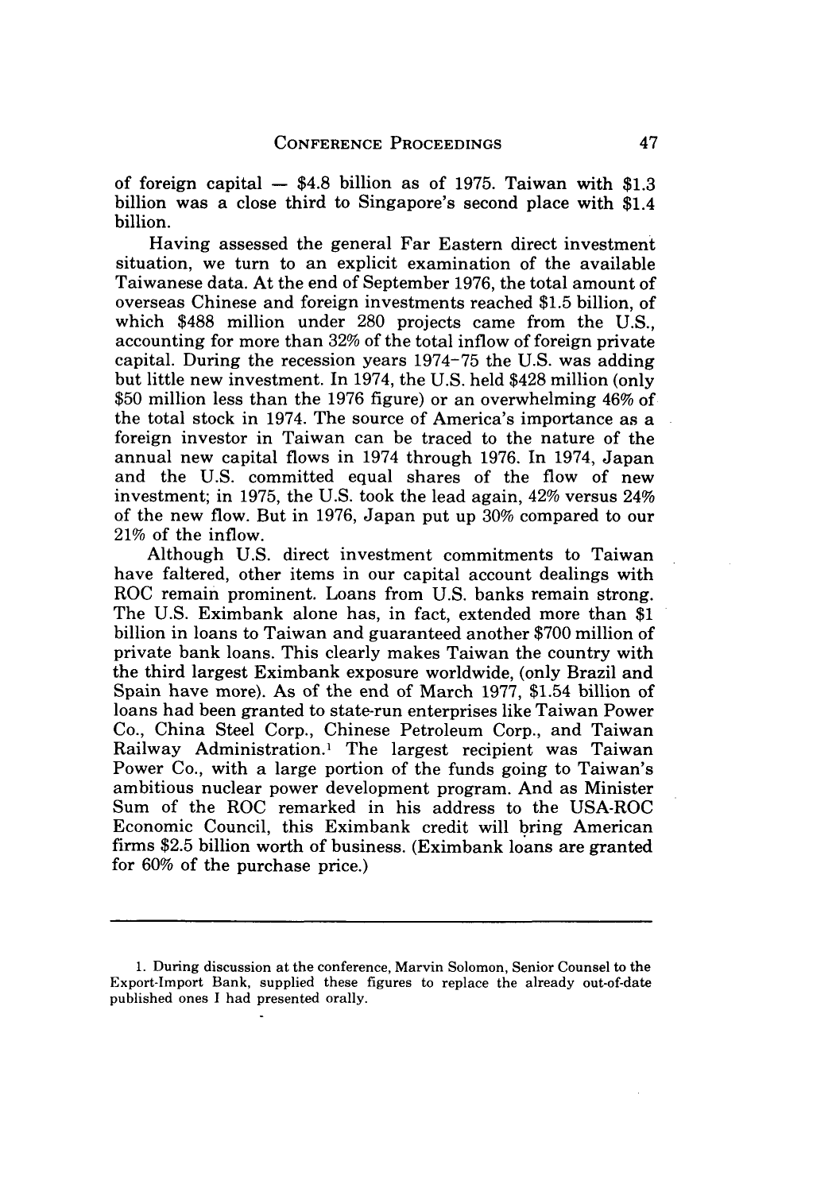of foreign capital — $4.8 billion as of 1975. Taiwan with $1.3 billion was a close third to Singapore's second place with $1.4 billion.

Having assessed the general Far Eastern direct investment situation, we turn to an explicit examination of the available Taiwanese data. At the end of September 1976, the total amount of overseas Chinese and foreign investments reached $1.5 billion, of which $488 million under 280 projects came from the U.S., accounting for more than 32% of the total inflow of foreign private capital. During the recession years 1974–75 the U.S. was adding but little new investment. In 1974, the U.S. held $428 million (only $50 million less than the 1976 figure) or an overwhelming 46% of the total stock in 1974. The source of America's importance as a foreign investor in Taiwan can be traced to the nature of the annual new capital flows in 1974 through 1976. In 1974, Japan and the U.S. committed equal shares of the flow of new investment; in 1975, the U.S. took the lead again, 42% versus 24% of the new flow. But in 1976, Japan put up 30% compared to our 21% of the inflow.

Although U.S. direct investment commitments to Taiwan have faltered, other items in our capital account dealings with ROC remain prominent. Loans from U.S. banks remain strong. The U.S. Eximbank alone has, in fact, extended more than $1 billion in loans to Taiwan and guaranteed another $700 million of private bank loans. This clearly makes Taiwan the country with the third largest Eximbank exposure worldwide, (only Brazil and Spain have more). As of the end of March 1977, $1.54 billion of loans had been granted to state-run enterprises like Taiwan Power Co., China Steel Corp., Chinese Petroleum Corp., and Taiwan Railway Administration.[1] The largest recipient was Taiwan Power Co., with a large portion of the funds going to Taiwan's ambitious nuclear power development program. And as Minister Sum of the ROC remarked in his address to the USA-ROC Economic Council, this Eximbank credit will bring American firms $2.5 billion worth of business. (Eximbank loans are granted for 60% of the purchase price.)

---

1. During discussion at the conference, Marvin Solomon, Senior Counsel to the Export-Import Bank, supplied these figures to replace the already out-of-date published ones I had presented orally.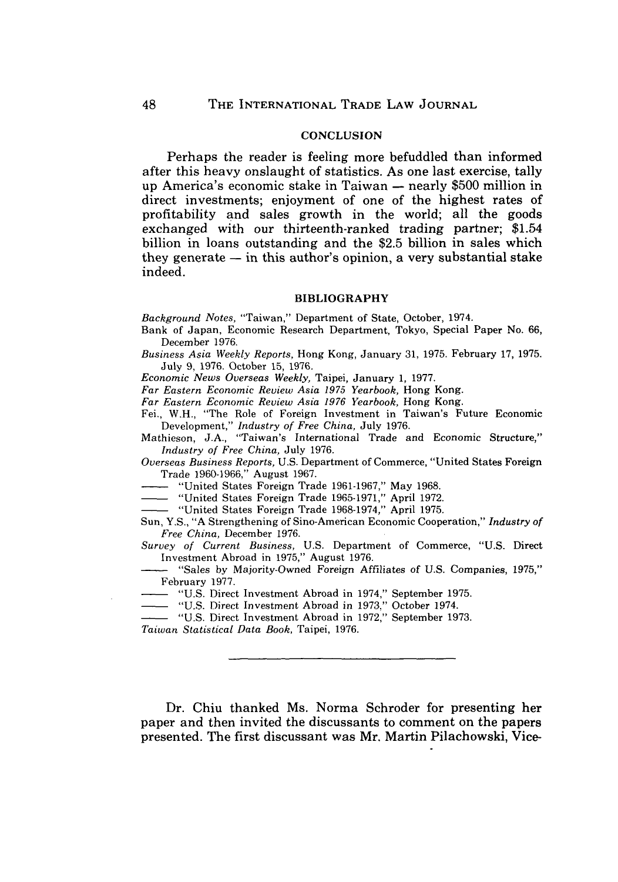## CONCLUSION

Perhaps the reader is feeling more befuddled than informed after this heavy onslaught of statistics. As one last exercise, tally up America's economic stake in Taiwan — nearly $500 million in direct investments; enjoyment of one of the highest rates of profitability and sales growth in the world; all the goods exchanged with our thirteenth-ranked trading partner; $1.54 billion in loans outstanding and the $2.5 billion in sales which they generate — in this author's opinion, a very substantial stake indeed.

## BIBLIOGRAPHY

*Background Notes*, "Taiwan," Department of State, October, 1974.

Bank of Japan, Economic Research Department, Tokyo, Special Paper No. 66, December 1976.

*Business Asia Weekly Reports*, Hong Kong, January 31, 1975. February 17, 1975. July 9, 1976. October 15, 1976.

*Economic News Overseas Weekly*, Taipei, January 1, 1977.

*Far Eastern Economic Review Asia 1975 Yearbook*, Hong Kong.

*Far Eastern Economic Review Asia 1976 Yearbook*, Hong Kong.

Fei., W.H., "The Role of Foreign Investment in Taiwan's Future Economic Development," *Industry of Free China*, July 1976.

Mathieson, J.A., "Taiwan's International Trade and Economic Structure," *Industry of Free China*, July 1976.

*Overseas Business Reports*, U.S. Department of Commerce, "United States Foreign Trade 1960-1966," August 1967.

—— "United States Foreign Trade 1961-1967," May 1968.

—— "United States Foreign Trade 1965-1971," April 1972.

—— "United States Foreign Trade 1968-1974," April 1975.

Sun, Y.S., "A Strengthening of Sino-American Economic Cooperation," *Industry of Free China*, December 1976.

*Survey of Current Business*, U.S. Department of Commerce, "U.S. Direct Investment Abroad in 1975," August 1976.

—— "Sales by Majority-Owned Foreign Affiliates of U.S. Companies, 1975," February 1977.

—— "U.S. Direct Investment Abroad in 1974," September 1975.

—— "U.S. Direct Investment Abroad in 1973," October 1974.

—— "U.S. Direct Investment Abroad in 1972," September 1973.

*Taiwan Statistical Data Book*, Taipei, 1976.

---

Dr. Chiu thanked Ms. Norma Schroder for presenting her paper and then invited the discussants to comment on the papers presented. The first discussant was Mr. Martin Pilachowski, Vice-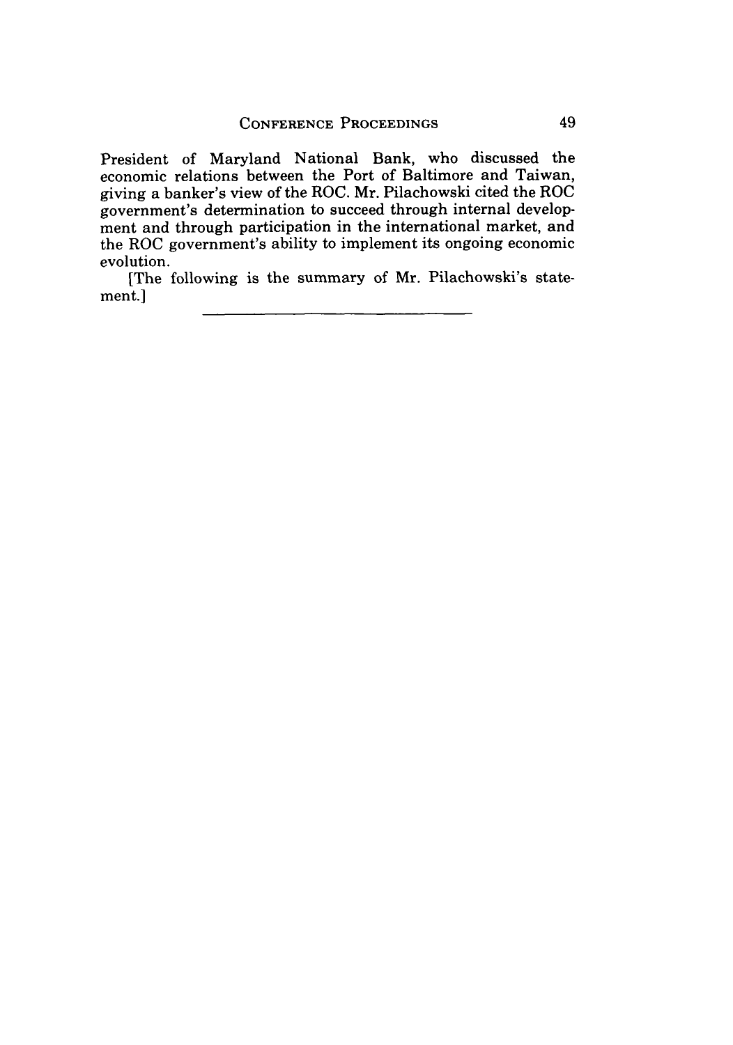President of Maryland National Bank, who discussed the economic relations between the Port of Baltimore and Taiwan, giving a banker's view of the ROC. Mr. Pilachowski cited the ROC government's determination to succeed through internal development and through participation in the international market, and the ROC government's ability to implement its ongoing economic evolution.

[The following is the summary of Mr. Pilachowski's statement.]

---